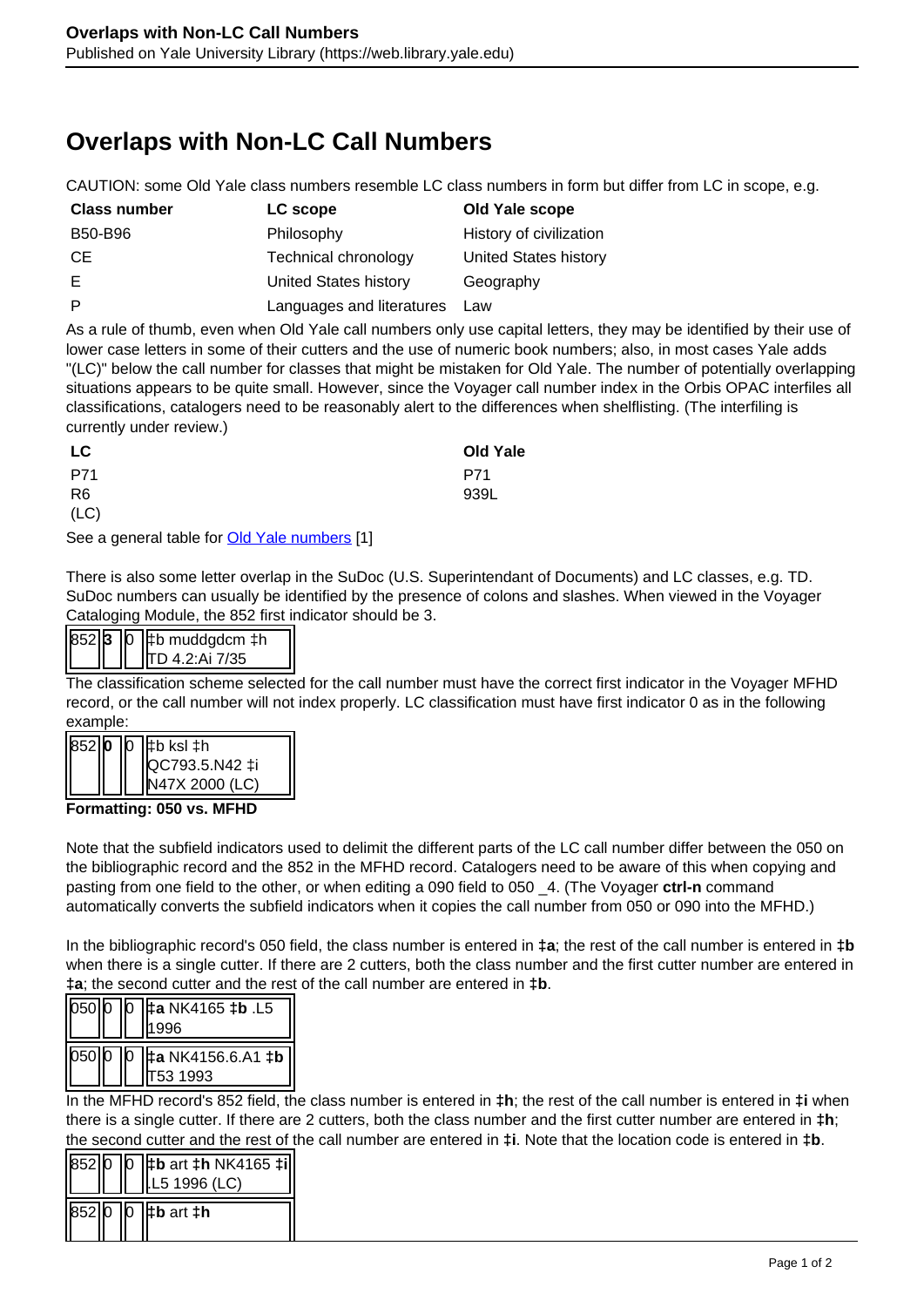# Overlaps with Non-LC Call Numbers

CAUTION: some Old Yale class numbers resemble LC class numbers in form but differ from LC in scope, e.g.

| Class number | LC scope | Old Yale scope |
|---|---|---|
| B50-B96 | Philosophy | History of civilization |
| CE | Technical chronology | United States history |
| E | United States history | Geography |
| P | Languages and literatures | Law |

As a rule of thumb, even when Old Yale call numbers only use capital letters, they may be identified by their use of lower case letters in some of their cutters and the use of numeric book numbers; also, in most cases Yale adds "(LC)" below the call number for classes that might be mistaken for Old Yale. The number of potentially overlapping situations appears to be quite small. However, since the Voyager call number index in the Orbis OPAC interfiles all classifications, catalogers need to be reasonably alert to the differences when shelflisting. (The interfiling is currently under review.)

| LC | Old Yale |
|---|---|
| P71<br>R6<br>(LC) | P71<br>939L |

See a general table for Old Yale numbers [1]

There is also some letter overlap in the SuDoc (U.S. Superintendant of Documents) and LC classes, e.g. TD. SuDoc numbers can usually be identified by the presence of colons and slashes. When viewed in the Voyager Cataloging Module, the 852 first indicator should be 3.

| 852 | **3** | 0 | ‡b muddgdcm ‡h TD 4.2:Ai 7/35 |
|---|---|---|---|

The classification scheme selected for the call number must have the correct first indicator in the Voyager MFHD record, or the call number will not index properly. LC classification must have first indicator 0 as in the following example:

| 852 | **0** | 0 | ‡b ksl ‡h QC793.5.N42 ‡i N47X 2000 (LC) |
|---|---|---|---|

**Formatting: 050 vs. MFHD**

Note that the subfield indicators used to delimit the different parts of the LC call number differ between the 050 on the bibliographic record and the 852 in the MFHD record. Catalogers need to be aware of this when copying and pasting from one field to the other, or when editing a 090 field to 050 _4. (The Voyager **ctrl-n** command automatically converts the subfield indicators when it copies the call number from 050 or 090 into the MFHD.)

In the bibliographic record's 050 field, the class number is entered in **‡a**; the rest of the call number is entered in **‡b** when there is a single cutter. If there are 2 cutters, both the class number and the first cutter number are entered in **‡a**; the second cutter and the rest of the call number are entered in **‡b**.

| 050 | 0 | 0 | **‡a** NK4165 **‡b** .L5 1996 |
|---|---|---|---|
| 050 | 0 | 0 | **‡a** NK4156.6.A1 **‡b** T53 1993 |

In the MFHD record's 852 field, the class number is entered in **‡h**; the rest of the call number is entered in **‡i** when there is a single cutter. If there are 2 cutters, both the class number and the first cutter number are entered in **‡h**; the second cutter and the rest of the call number are entered in **‡i**. Note that the location code is entered in **‡b**.

| 852 | 0 | 0 | **‡b** art **‡h** NK4165 **‡i** .L5 1996 (LC) |
|---|---|---|---|
| 852 | 0 | 0 | **‡b** art **‡h** |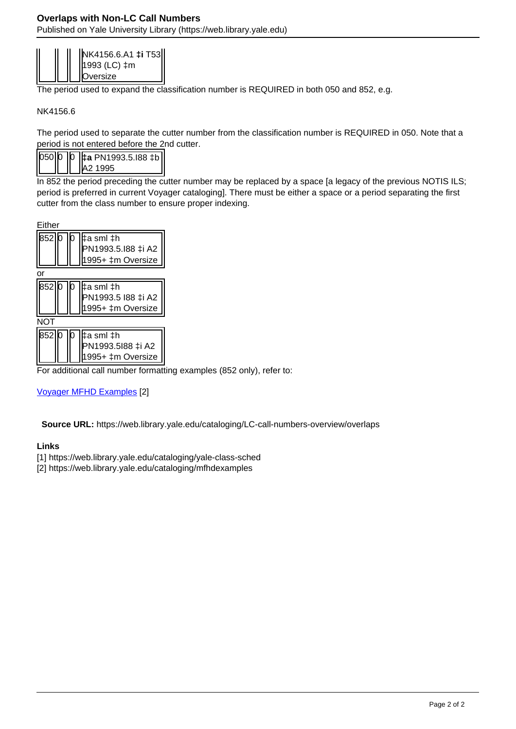| | | | |
|---|---|---|---|
| | | | NK4156.6.A1 ‡i T53 1993 (LC) ‡m Oversize |

The period used to expand the classification number is REQUIRED in both 050 and 852, e.g.

NK4156.6

The period used to separate the cutter number from the classification number is REQUIRED in 050. Note that a period is not entered before the 2nd cutter.

| | | | |
|---|---|---|---|
| 050 | 0 | 0 | **‡a** PN1993.5.I88 ‡b A2 1995 |

In 852 the period preceding the cutter number may be replaced by a space [a legacy of the previous NOTIS ILS; period is preferred in current Voyager cataloging]. There must be either a space or a period separating the first cutter from the class number to ensure proper indexing.

Either

| | | | |
|---|---|---|---|
| 852 | 0 | 0 | ‡a sml ‡h PN1993.5.I88 ‡i A2 1995+ ‡m Oversize |

or

| | | | |
|---|---|---|---|
| 852 | 0 | 0 | ‡a sml ‡h PN1993.5 I88 ‡i A2 1995+ ‡m Oversize |

NOT

| | | | |
|---|---|---|---|
| 852 | 0 | 0 | ‡a sml ‡h PN1993.5I88 ‡i A2 1995+ ‡m Oversize |

For additional call number formatting examples (852 only), refer to:

Voyager MFHD Examples [2]

**Source URL:** https://web.library.yale.edu/cataloging/LC-call-numbers-overview/overlaps

**Links**

[1] https://web.library.yale.edu/cataloging/yale-class-sched
[2] https://web.library.yale.edu/cataloging/mfhdexamples